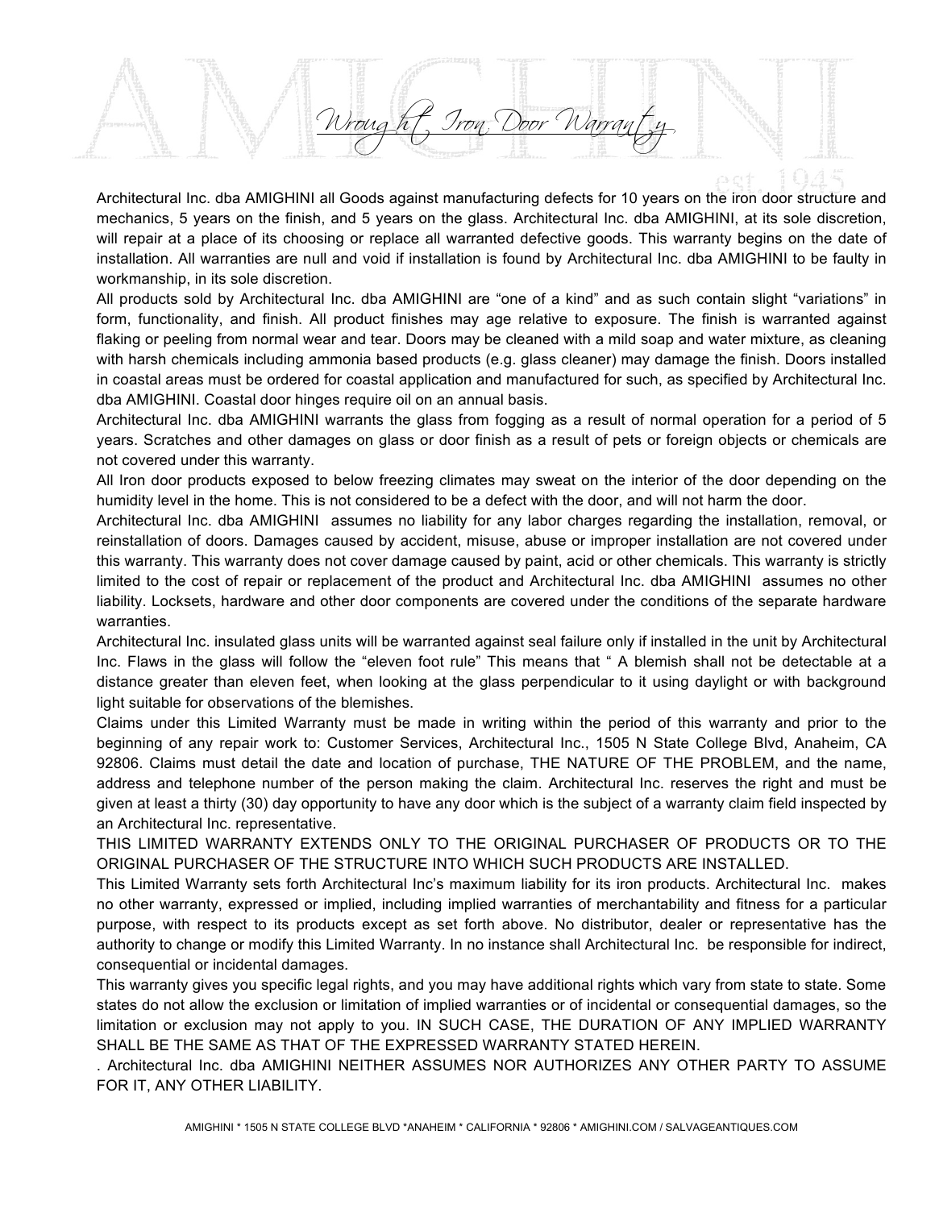# Wrought Iron Door Warranty

Architectural Inc. dba AMIGHINI all Goods against manufacturing defects for 10 years on the iron door structure and mechanics, 5 years on the finish, and 5 years on the glass. Architectural Inc. dba AMIGHINI, at its sole discretion, will repair at a place of its choosing or replace all warranted defective goods. This warranty begins on the date of installation. All warranties are null and void if installation is found by Architectural Inc. dba AMIGHINI to be faulty in workmanship, in its sole discretion.

All products sold by Architectural Inc. dba AMIGHINI are "one of a kind" and as such contain slight "variations" in form, functionality, and finish. All product finishes may age relative to exposure. The finish is warranted against flaking or peeling from normal wear and tear. Doors may be cleaned with a mild soap and water mixture, as cleaning with harsh chemicals including ammonia based products (e.g. glass cleaner) may damage the finish. Doors installed in coastal areas must be ordered for coastal application and manufactured for such, as specified by Architectural Inc. dba AMIGHINI. Coastal door hinges require oil on an annual basis.

Architectural Inc. dba AMIGHINI warrants the glass from fogging as a result of normal operation for a period of 5 years. Scratches and other damages on glass or door finish as a result of pets or foreign objects or chemicals are not covered under this warranty.

All Iron door products exposed to below freezing climates may sweat on the interior of the door depending on the humidity level in the home. This is not considered to be a defect with the door, and will not harm the door.

Architectural Inc. dba AMIGHINI assumes no liability for any labor charges regarding the installation, removal, or reinstallation of doors. Damages caused by accident, misuse, abuse or improper installation are not covered under this warranty. This warranty does not cover damage caused by paint, acid or other chemicals. This warranty is strictly limited to the cost of repair or replacement of the product and Architectural Inc. dba AMIGHINI assumes no other liability. Locksets, hardware and other door components are covered under the conditions of the separate hardware warranties.

Architectural Inc. insulated glass units will be warranted against seal failure only if installed in the unit by Architectural Inc. Flaws in the glass will follow the "eleven foot rule" This means that " A blemish shall not be detectable at a distance greater than eleven feet, when looking at the glass perpendicular to it using daylight or with background light suitable for observations of the blemishes.

Claims under this Limited Warranty must be made in writing within the period of this warranty and prior to the beginning of any repair work to: Customer Services, Architectural Inc., 1505 N State College Blvd, Anaheim, CA 92806. Claims must detail the date and location of purchase, THE NATURE OF THE PROBLEM, and the name, address and telephone number of the person making the claim. Architectural Inc. reserves the right and must be given at least a thirty (30) day opportunity to have any door which is the subject of a warranty claim field inspected by an Architectural Inc. representative.

THIS LIMITED WARRANTY EXTENDS ONLY TO THE ORIGINAL PURCHASER OF PRODUCTS OR TO THE ORIGINAL PURCHASER OF THE STRUCTURE INTO WHICH SUCH PRODUCTS ARE INSTALLED.

This Limited Warranty sets forth Architectural Inc's maximum liability for its iron products. Architectural Inc. makes no other warranty, expressed or implied, including implied warranties of merchantability and fitness for a particular purpose, with respect to its products except as set forth above. No distributor, dealer or representative has the authority to change or modify this Limited Warranty. In no instance shall Architectural Inc. be responsible for indirect, consequential or incidental damages.

This warranty gives you specific legal rights, and you may have additional rights which vary from state to state. Some states do not allow the exclusion or limitation of implied warranties or of incidental or consequential damages, so the limitation or exclusion may not apply to you. IN SUCH CASE, THE DURATION OF ANY IMPLIED WARRANTY SHALL BE THE SAME AS THAT OF THE EXPRESSED WARRANTY STATED HEREIN.

. Architectural Inc. dba AMIGHINI NEITHER ASSUMES NOR AUTHORIZES ANY OTHER PARTY TO ASSUME FOR IT, ANY OTHER LIABILITY.

AMIGHINI * 1505 N STATE COLLEGE BLVD *ANAHEIM * CALIFORNIA * 92806 * AMIGHINI.COM / SALVAGEANTIQUES.COM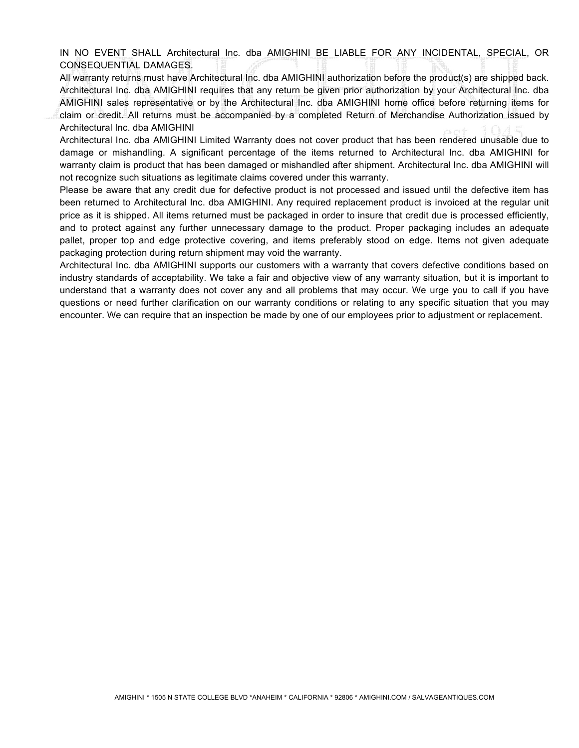IN NO EVENT SHALL Architectural Inc. dba AMIGHINI BE LIABLE FOR ANY INCIDENTAL, SPECIAL, OR CONSEQUENTIAL DAMAGES.

All warranty returns must have Architectural Inc. dba AMIGHINI authorization before the product(s) are shipped back. Architectural Inc. dba AMIGHINI requires that any return be given prior authorization by your Architectural Inc. dba AMIGHINI sales representative or by the Architectural Inc. dba AMIGHINI home office before returning items for claim or credit. All returns must be accompanied by a completed Return of Merchandise Authorization issued by Architectural Inc. dba AMIGHINI

Architectural Inc. dba AMIGHINI Limited Warranty does not cover product that has been rendered unusable due to damage or mishandling. A significant percentage of the items returned to Architectural Inc. dba AMIGHINI for warranty claim is product that has been damaged or mishandled after shipment. Architectural Inc. dba AMIGHINI will not recognize such situations as legitimate claims covered under this warranty.

Please be aware that any credit due for defective product is not processed and issued until the defective item has been returned to Architectural Inc. dba AMIGHINI. Any required replacement product is invoiced at the regular unit price as it is shipped. All items returned must be packaged in order to insure that credit due is processed efficiently, and to protect against any further unnecessary damage to the product. Proper packaging includes an adequate pallet, proper top and edge protective covering, and items preferably stood on edge. Items not given adequate packaging protection during return shipment may void the warranty.

Architectural Inc. dba AMIGHINI supports our customers with a warranty that covers defective conditions based on industry standards of acceptability. We take a fair and objective view of any warranty situation, but it is important to understand that a warranty does not cover any and all problems that may occur. We urge you to call if you have questions or need further clarification on our warranty conditions or relating to any specific situation that you may encounter. We can require that an inspection be made by one of our employees prior to adjustment or replacement.